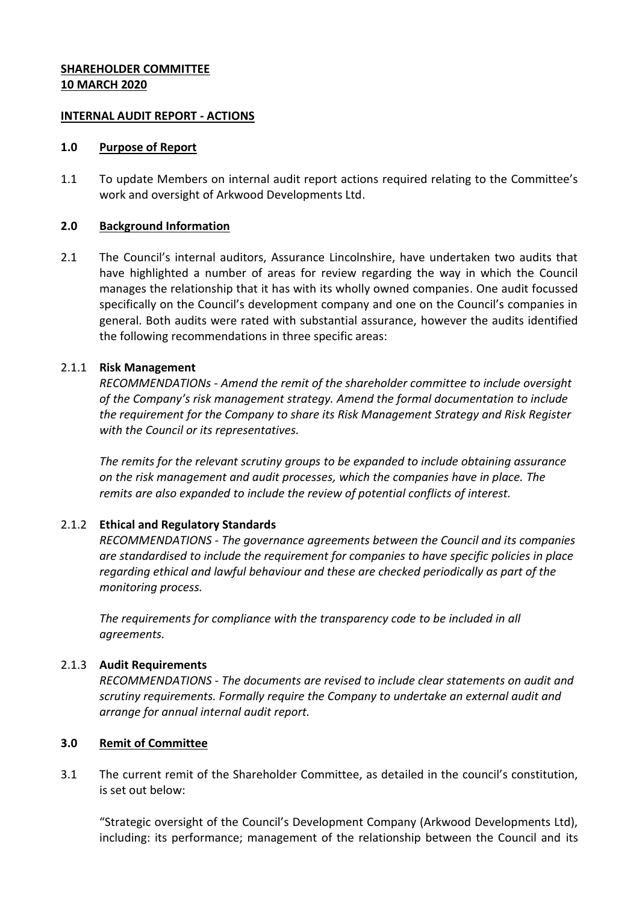**SHAREHOLDER COMMITTEE**
**10 MARCH 2020**

**INTERNAL AUDIT REPORT - ACTIONS**

## 1.0 Purpose of Report

1.1 To update Members on internal audit report actions required relating to the Committee's work and oversight of Arkwood Developments Ltd.

## 2.0 Background Information

2.1 The Council's internal auditors, Assurance Lincolnshire, have undertaken two audits that have highlighted a number of areas for review regarding the way in which the Council manages the relationship that it has with its wholly owned companies. One audit focussed specifically on the Council's development company and one on the Council's companies in general. Both audits were rated with substantial assurance, however the audits identified the following recommendations in three specific areas:

### 2.1.1 Risk Management

*RECOMMENDATIONs - Amend the remit of the shareholder committee to include oversight of the Company's risk management strategy. Amend the formal documentation to include the requirement for the Company to share its Risk Management Strategy and Risk Register with the Council or its representatives.*

*The remits for the relevant scrutiny groups to be expanded to include obtaining assurance on the risk management and audit processes, which the companies have in place. The remits are also expanded to include the review of potential conflicts of interest.*

### 2.1.2 Ethical and Regulatory Standards

*RECOMMENDATIONS - The governance agreements between the Council and its companies are standardised to include the requirement for companies to have specific policies in place regarding ethical and lawful behaviour and these are checked periodically as part of the monitoring process.*

*The requirements for compliance with the transparency code to be included in all agreements.*

### 2.1.3 Audit Requirements

*RECOMMENDATIONS - The documents are revised to include clear statements on audit and scrutiny requirements. Formally require the Company to undertake an external audit and arrange for annual internal audit report.*

## 3.0 Remit of Committee

3.1 The current remit of the Shareholder Committee, as detailed in the council's constitution, is set out below:

"Strategic oversight of the Council's Development Company (Arkwood Developments Ltd), including: its performance; management of the relationship between the Council and its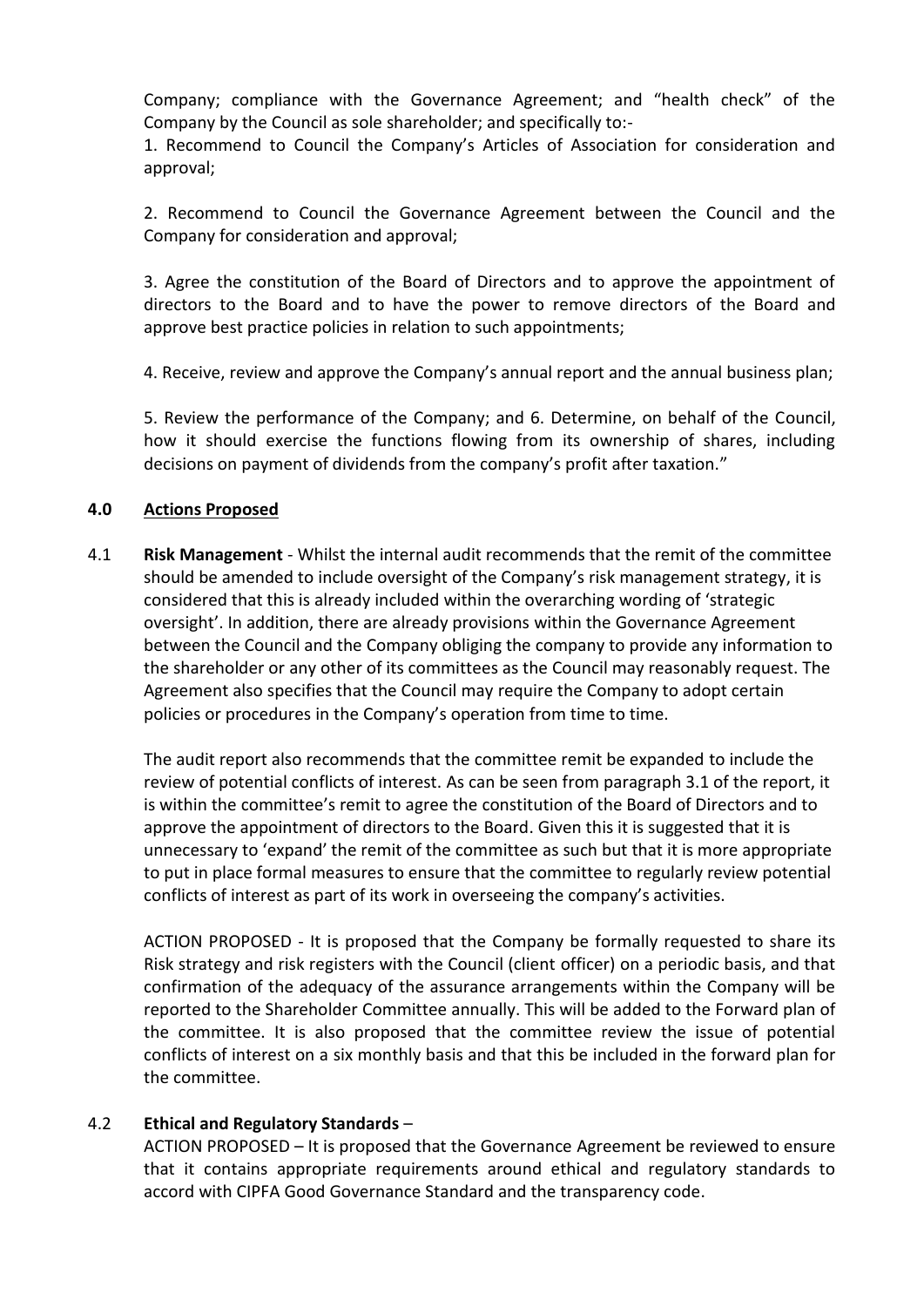Company; compliance with the Governance Agreement; and "health check" of the Company by the Council as sole shareholder; and specifically to:-

1. Recommend to Council the Company's Articles of Association for consideration and approval;

2. Recommend to Council the Governance Agreement between the Council and the Company for consideration and approval;

3. Agree the constitution of the Board of Directors and to approve the appointment of directors to the Board and to have the power to remove directors of the Board and approve best practice policies in relation to such appointments;

4. Receive, review and approve the Company's annual report and the annual business plan;

5. Review the performance of the Company; and 6. Determine, on behalf of the Council, how it should exercise the functions flowing from its ownership of shares, including decisions on payment of dividends from the company's profit after taxation."

## 4.0 Actions Proposed

4.1 **Risk Management** - Whilst the internal audit recommends that the remit of the committee should be amended to include oversight of the Company's risk management strategy, it is considered that this is already included within the overarching wording of 'strategic oversight'. In addition, there are already provisions within the Governance Agreement between the Council and the Company obliging the company to provide any information to the shareholder or any other of its committees as the Council may reasonably request. The Agreement also specifies that the Council may require the Company to adopt certain policies or procedures in the Company's operation from time to time.

The audit report also recommends that the committee remit be expanded to include the review of potential conflicts of interest. As can be seen from paragraph 3.1 of the report, it is within the committee's remit to agree the constitution of the Board of Directors and to approve the appointment of directors to the Board. Given this it is suggested that it is unnecessary to 'expand' the remit of the committee as such but that it is more appropriate to put in place formal measures to ensure that the committee to regularly review potential conflicts of interest as part of its work in overseeing the company's activities.

ACTION PROPOSED - It is proposed that the Company be formally requested to share its Risk strategy and risk registers with the Council (client officer) on a periodic basis, and that confirmation of the adequacy of the assurance arrangements within the Company will be reported to the Shareholder Committee annually. This will be added to the Forward plan of the committee. It is also proposed that the committee review the issue of potential conflicts of interest on a six monthly basis and that this be included in the forward plan for the committee.

4.2 **Ethical and Regulatory Standards** –

ACTION PROPOSED – It is proposed that the Governance Agreement be reviewed to ensure that it contains appropriate requirements around ethical and regulatory standards to accord with CIPFA Good Governance Standard and the transparency code.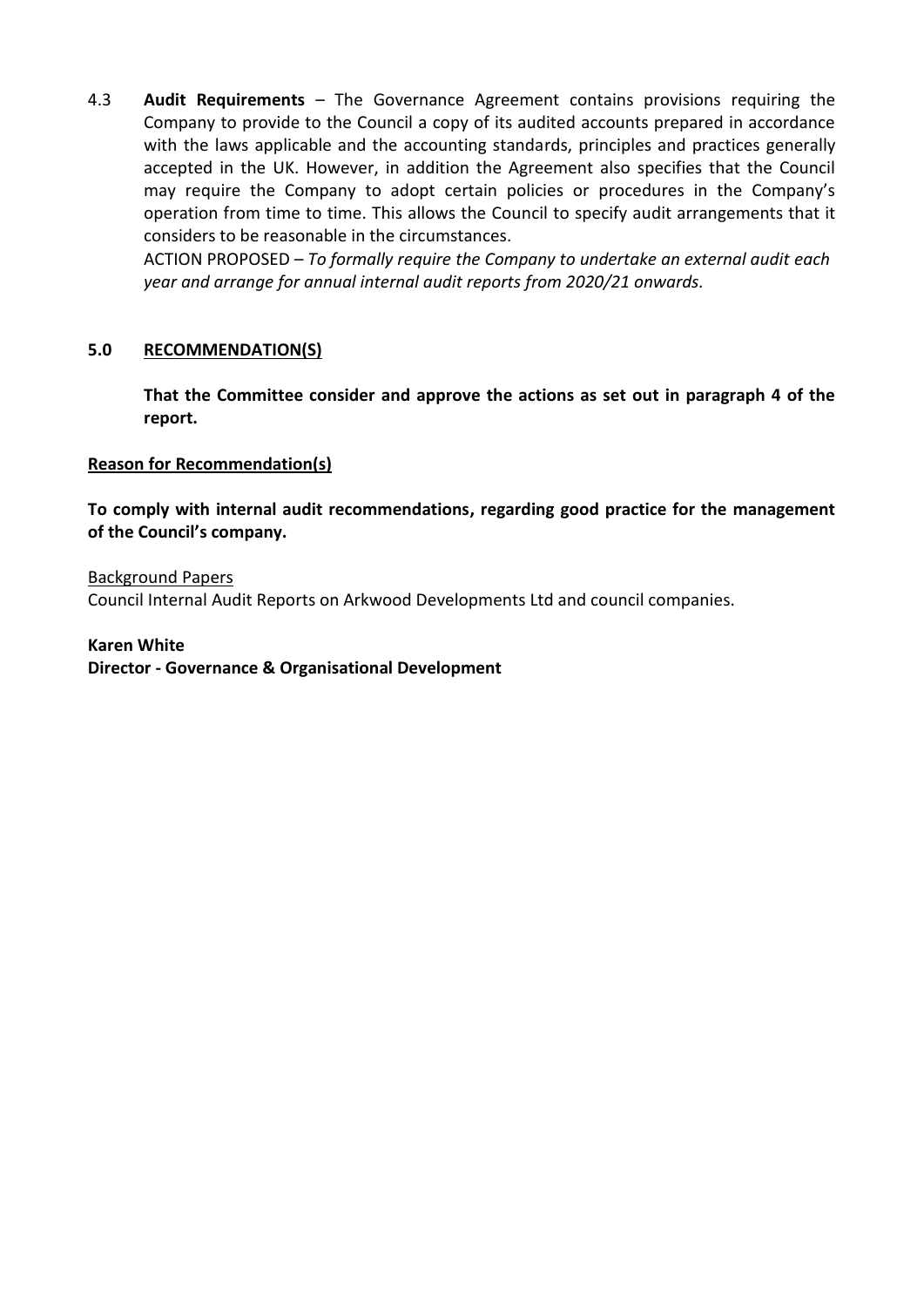4.3 **Audit Requirements** – The Governance Agreement contains provisions requiring the Company to provide to the Council a copy of its audited accounts prepared in accordance with the laws applicable and the accounting standards, principles and practices generally accepted in the UK. However, in addition the Agreement also specifies that the Council may require the Company to adopt certain policies or procedures in the Company's operation from time to time. This allows the Council to specify audit arrangements that it considers to be reasonable in the circumstances.

ACTION PROPOSED – *To formally require the Company to undertake an external audit each year and arrange for annual internal audit reports from 2020/21 onwards.*

## 5.0 RECOMMENDATION(S)

**That the Committee consider and approve the actions as set out in paragraph 4 of the report.**

**Reason for Recommendation(s)**

**To comply with internal audit recommendations, regarding good practice for the management of the Council's company.**

Background Papers

Council Internal Audit Reports on Arkwood Developments Ltd and council companies.

**Karen White**
**Director - Governance & Organisational Development**